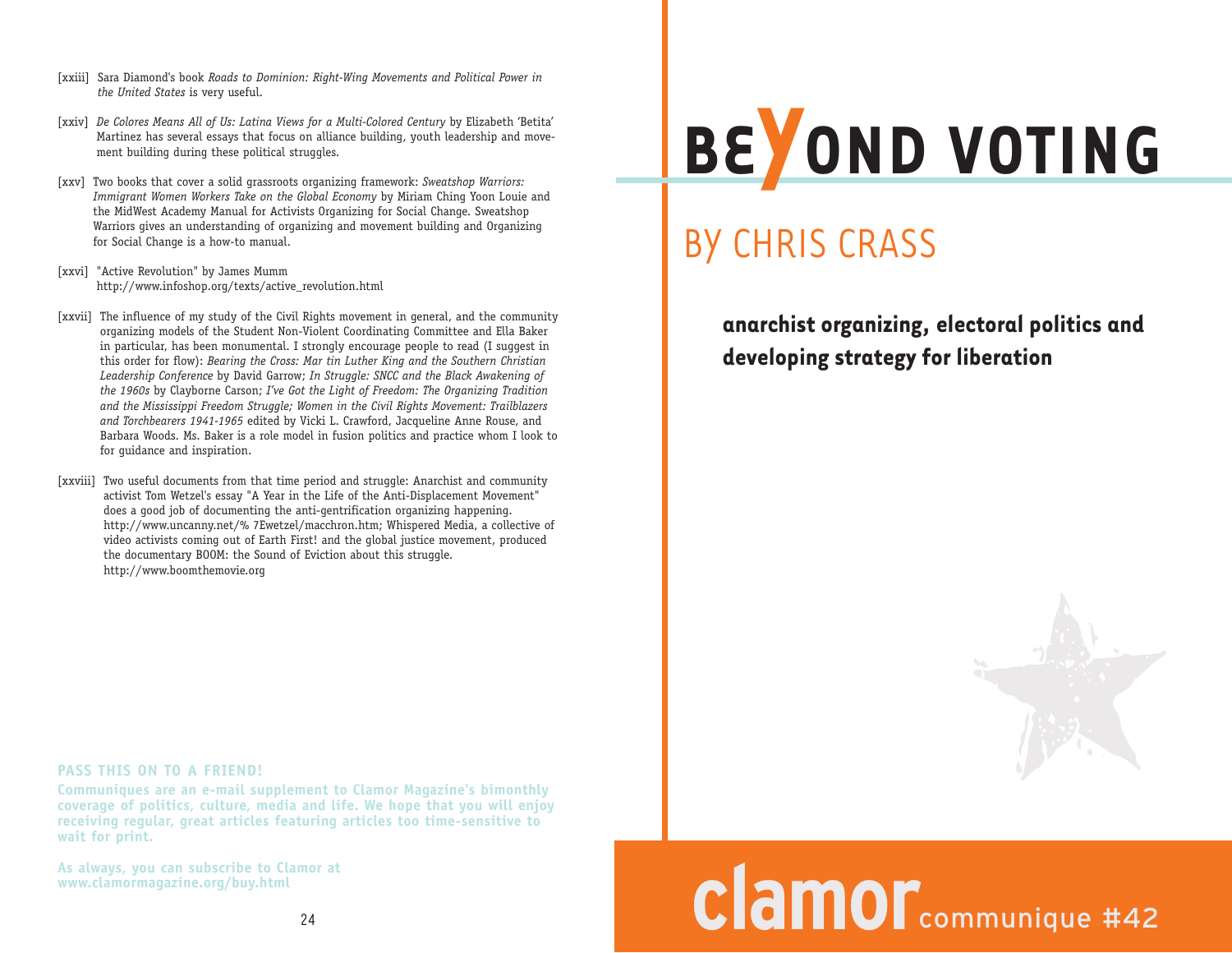[xxiii] Sara Diamond's book *Roads to Dominion: Right-Wing Movements and Political Power in the United States* is very useful.

[xxiv] *De Colores Means All of Us: Latina Views for a Multi-Colored Century* by Elizabeth 'Betita' Martinez has several essays that focus on alliance building, youth leadership and movement building during these political struggles.

[xxv] Two books that cover a solid grassroots organizing framework: *Sweatshop Warriors: Immigrant Women Workers Take on the Global Economy* by Miriam Ching Yoon Louie and the MidWest Academy Manual for Activists Organizing for Social Change. Sweatshop Warriors gives an understanding of organizing and movement building and Organizing for Social Change is a how-to manual.

[xxvi] "Active Revolution" by James Mumm http://www.infoshop.org/texts/active_revolution.html

[xxvii] The influence of my study of the Civil Rights movement in general, and the community organizing models of the Student Non-Violent Coordinating Committee and Ella Baker in particular, has been monumental. I strongly encourage people to read (I suggest in this order for flow): *Bearing the Cross: Mar tin Luther King and the Southern Christian Leadership Conference* by David Garrow; *In Struggle: SNCC and the Black Awakening of the 1960s* by Clayborne Carson; *I've Got the Light of Freedom: The Organizing Tradition and the Mississippi Freedom Struggle; Women in the Civil Rights Movement: Trailblazers and Torchbearers 1941-1965* edited by Vicki L. Crawford, Jacqueline Anne Rouse, and Barbara Woods. Ms. Baker is a role model in fusion politics and practice whom I look to for guidance and inspiration.

[xxviii] Two useful documents from that time period and struggle: Anarchist and community activist Tom Wetzel's essay "A Year in the Life of the Anti-Displacement Movement" does a good job of documenting the anti-gentrification organizing happening. http://www.uncanny.net/% 7Ewetzel/macchron.htm; Whispered Media, a collective of video activists coming out of Earth First! and the global justice movement, produced the documentary BOOM: the Sound of Eviction about this struggle. http://www.boomthemovie.org

**PASS THIS ON TO A FRIEND!**

**Communiques are an e-mail supplement to Clamor Magazine's bimonthly coverage of politics, culture, media and life. We hope that you will enjoy receiving regular, great articles featuring articles too time-sensitive to wait for print.**

**As always, you can subscribe to Clamor at www.clamormagazine.org/buy.html**

# BEYOND VOTING

## BY CHRIS CRASS

**anarchist organizing, electoral politics and developing strategy for liberation**

**clamor** communique #42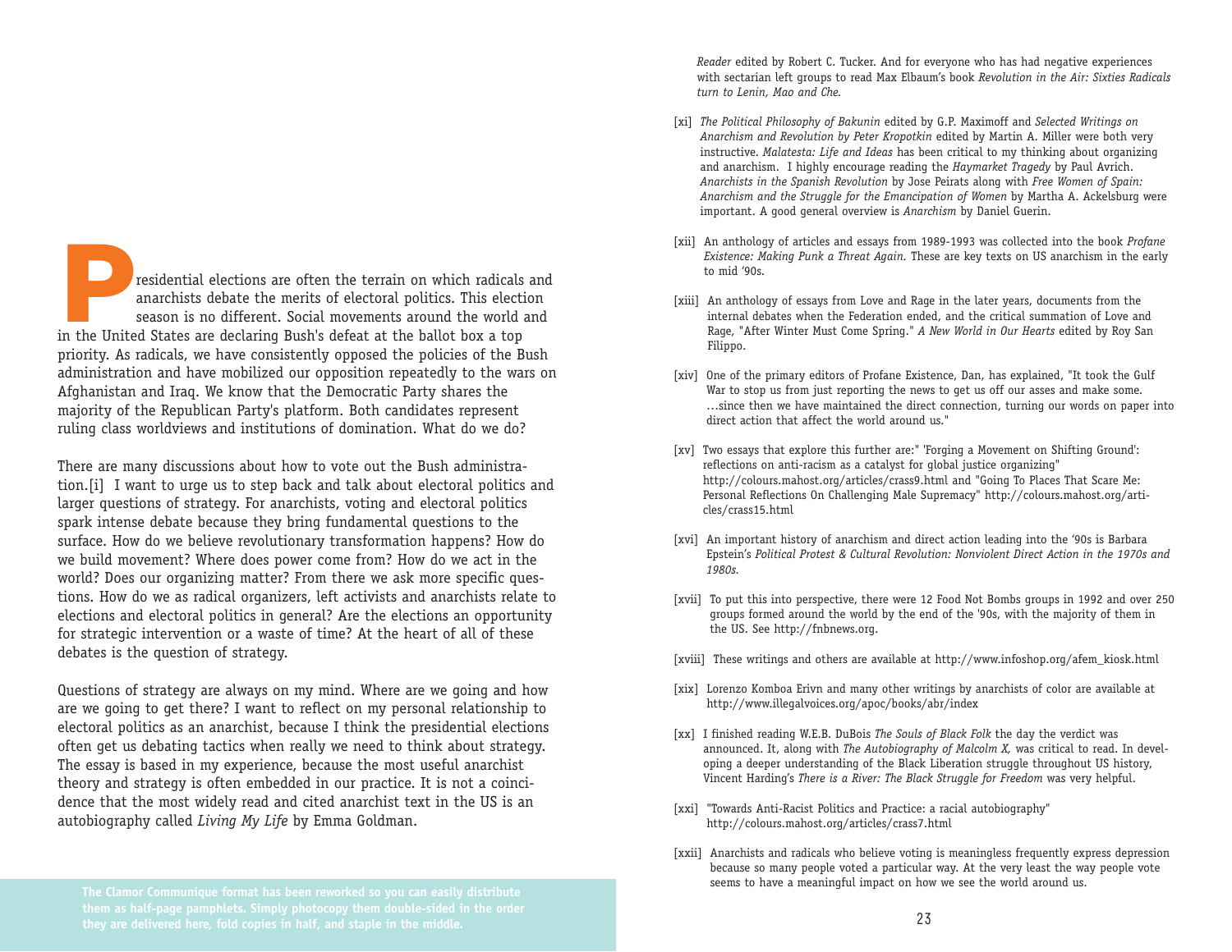Presidential elections are often the terrain on which radicals and anarchists debate the merits of electoral politics. This election season is no different. Social movements around the world and in the United States are declaring Bush's defeat at the ballot box a top priority. As radicals, we have consistently opposed the policies of the Bush administration and have mobilized our opposition repeatedly to the wars on Afghanistan and Iraq. We know that the Democratic Party shares the majority of the Republican Party's platform. Both candidates represent ruling class worldviews and institutions of domination. What do we do?

There are many discussions about how to vote out the Bush administration.[i] I want to urge us to step back and talk about electoral politics and larger questions of strategy. For anarchists, voting and electoral politics spark intense debate because they bring fundamental questions to the surface. How do we believe revolutionary transformation happens? How do we build movement? Where does power come from? How do we act in the world? Does our organizing matter? From there we ask more specific questions. How do we as radical organizers, left activists and anarchists relate to elections and electoral politics in general? Are the elections an opportunity for strategic intervention or a waste of time? At the heart of all of these debates is the question of strategy.

Questions of strategy are always on my mind. Where are we going and how are we going to get there? I want to reflect on my personal relationship to electoral politics as an anarchist, because I think the presidential elections often get us debating tactics when really we need to think about strategy. The essay is based in my experience, because the most useful anarchist theory and strategy is often embedded in our practice. It is not a coincidence that the most widely read and cited anarchist text in the US is an autobiography called *Living My Life* by Emma Goldman.

**The Clamor Communique format has been reworked so you can easily distribute them as half-page pamphlets. Simply photocopy them double-sided in the order they are delivered here, fold copies in half, and staple in the middle.**

*Reader* edited by Robert C. Tucker. And for everyone who has had negative experiences with sectarian left groups to read Max Elbaum's book *Revolution in the Air: Sixties Radicals turn to Lenin, Mao and Che.*

[xi] *The Political Philosophy of Bakunin* edited by G.P. Maximoff and *Selected Writings on Anarchism and Revolution by Peter Kropotkin* edited by Martin A. Miller were both very instructive. *Malatesta: Life and Ideas* has been critical to my thinking about organizing and anarchism. I highly encourage reading the *Haymarket Tragedy* by Paul Avrich. *Anarchists in the Spanish Revolution* by Jose Peirats along with *Free Women of Spain: Anarchism and the Struggle for the Emancipation of Women* by Martha A. Ackelsburg were important. A good general overview is *Anarchism* by Daniel Guerin.

[xii] An anthology of articles and essays from 1989-1993 was collected into the book *Profane Existence: Making Punk a Threat Again.* These are key texts on US anarchism in the early to mid '90s.

[xiii] An anthology of essays from Love and Rage in the later years, documents from the internal debates when the Federation ended, and the critical summation of Love and Rage, "After Winter Must Come Spring." *A New World in Our Hearts* edited by Roy San Filippo.

[xiv] One of the primary editors of Profane Existence, Dan, has explained, "It took the Gulf War to stop us from just reporting the news to get us off our asses and make some. …since then we have maintained the direct connection, turning our words on paper into direct action that affect the world around us."

[xv] Two essays that explore this further are:" 'Forging a Movement on Shifting Ground': reflections on anti-racism as a catalyst for global justice organizing" http://colours.mahost.org/articles/crass9.html and "Going To Places That Scare Me: Personal Reflections On Challenging Male Supremacy" http://colours.mahost.org/articles/crass15.html

[xvi] An important history of anarchism and direct action leading into the '90s is Barbara Epstein's *Political Protest & Cultural Revolution: Nonviolent Direct Action in the 1970s and 1980s.*

[xvii] To put this into perspective, there were 12 Food Not Bombs groups in 1992 and over 250 groups formed around the world by the end of the '90s, with the majority of them in the US. See http://fnbnews.org.

[xviii] These writings and others are available at http://www.infoshop.org/afem_kiosk.html

[xix] Lorenzo Komboa Erivn and many other writings by anarchists of color are available at http://www.illegalvoices.org/apoc/books/abr/index

[xx] I finished reading W.E.B. DuBois *The Souls of Black Folk* the day the verdict was announced. It, along with *The Autobiography of Malcolm X,* was critical to read. In developing a deeper understanding of the Black Liberation struggle throughout US history, Vincent Harding's *There is a River: The Black Struggle for Freedom* was very helpful.

[xxi] "Towards Anti-Racist Politics and Practice: a racial autobiography" http://colours.mahost.org/articles/crass7.html

[xxii] Anarchists and radicals who believe voting is meaningless frequently express depression because so many people voted a particular way. At the very least the way people vote seems to have a meaningful impact on how we see the world around us.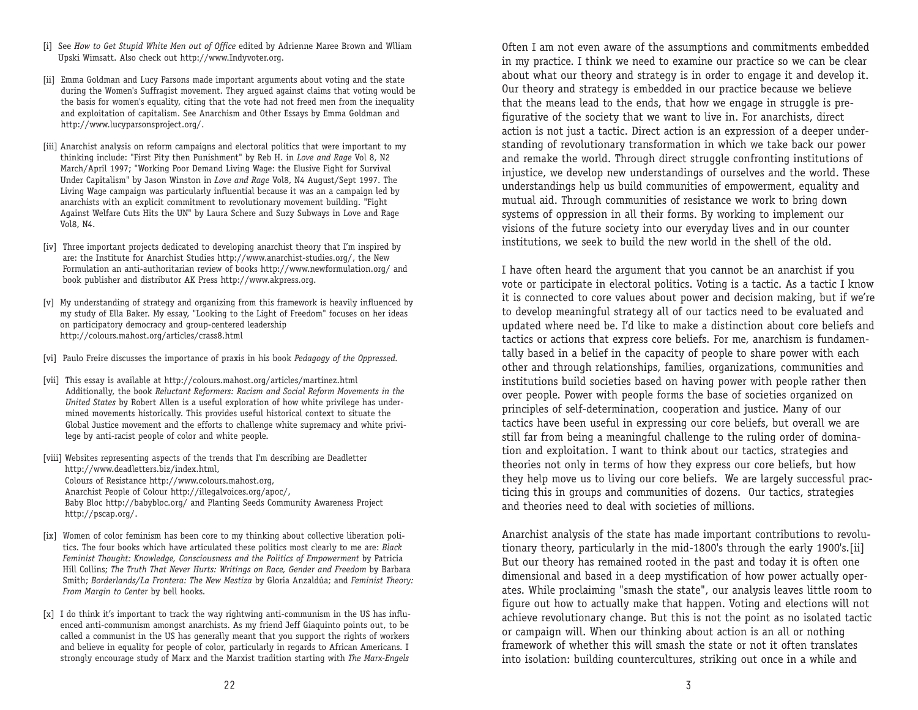[i] See *How to Get Stupid White Men out of Office* edited by Adrienne Maree Brown and Wlliam Upski Wimsatt. Also check out http://www.Indyvoter.org.

[ii] Emma Goldman and Lucy Parsons made important arguments about voting and the state during the Women's Suffragist movement. They argued against claims that voting would be the basis for women's equality, citing that the vote had not freed men from the inequality and exploitation of capitalism. See Anarchism and Other Essays by Emma Goldman and http://www.lucyparsonsproject.org/.

[iii] Anarchist analysis on reform campaigns and electoral politics that were important to my thinking include: "First Pity then Punishment" by Reb H. in *Love and Rage* Vol 8, N2 March/April 1997; "Working Poor Demand Living Wage: the Elusive Fight for Survival Under Capitalism" by Jason Winston in *Love and Rage* Vol8, N4 August/Sept 1997. The Living Wage campaign was particularly influential because it was an a campaign led by anarchists with an explicit commitment to revolutionary movement building. "Fight Against Welfare Cuts Hits the UN" by Laura Schere and Suzy Subways in Love and Rage Vol8, N4.

[iv] Three important projects dedicated to developing anarchist theory that I'm inspired by are: the Institute for Anarchist Studies http://www.anarchist-studies.org/, the New Formulation an anti-authoritarian review of books http://www.newformulation.org/ and book publisher and distributor AK Press http://www.akpress.org.

[v] My understanding of strategy and organizing from this framework is heavily influenced by my study of Ella Baker. My essay, "Looking to the Light of Freedom" focuses on her ideas on participatory democracy and group-centered leadership http://colours.mahost.org/articles/crass8.html

[vi] Paulo Freire discusses the importance of praxis in his book *Pedagogy of the Oppressed*.

[vii] This essay is available at http://colours.mahost.org/articles/martinez.html Additionally, the book *Reluctant Reformers: Racism and Social Reform Movements in the United States* by Robert Allen is a useful exploration of how white privilege has undermined movements historically. This provides useful historical context to situate the Global Justice movement and the efforts to challenge white supremacy and white privilege by anti-racist people of color and white people.

[viii] Websites representing aspects of the trends that I'm describing are Deadletter http://www.deadletters.biz/index.html, Colours of Resistance http://www.colours.mahost.org, Anarchist People of Colour http://illegalvoices.org/apoc/, Baby Bloc http://babybloc.org/ and Planting Seeds Community Awareness Project http://pscap.org/.

[ix] Women of color feminism has been core to my thinking about collective liberation politics. The four books which have articulated these politics most clearly to me are: *Black Feminist Thought: Knowledge, Consciousness and the Politics of Empowerment* by Patricia Hill Collins; *The Truth That Never Hurts: Writings on Race, Gender and Freedom* by Barbara Smith; *Borderlands/La Frontera: The New Mestiza* by Gloria Anzaldúa; and *Feminist Theory: From Margin to Center* by bell hooks.

[x] I do think it's important to track the way rightwing anti-communism in the US has influenced anti-communism amongst anarchists. As my friend Jeff Giaquinto points out, to be called a communist in the US has generally meant that you support the rights of workers and believe in equality for people of color, particularly in regards to African Americans. I strongly encourage study of Marx and the Marxist tradition starting with *The Marx-Engels*

Often I am not even aware of the assumptions and commitments embedded in my practice. I think we need to examine our practice so we can be clear about what our theory and strategy is in order to engage it and develop it. Our theory and strategy is embedded in our practice because we believe that the means lead to the ends, that how we engage in struggle is prefigurative of the society that we want to live in. For anarchists, direct action is not just a tactic. Direct action is an expression of a deeper understanding of revolutionary transformation in which we take back our power and remake the world. Through direct struggle confronting institutions of injustice, we develop new understandings of ourselves and the world. These understandings help us build communities of empowerment, equality and mutual aid. Through communities of resistance we work to bring down systems of oppression in all their forms. By working to implement our visions of the future society into our everyday lives and in our counter institutions, we seek to build the new world in the shell of the old.

I have often heard the argument that you cannot be an anarchist if you vote or participate in electoral politics. Voting is a tactic. As a tactic I know it is connected to core values about power and decision making, but if we're to develop meaningful strategy all of our tactics need to be evaluated and updated where need be. I'd like to make a distinction about core beliefs and tactics or actions that express core beliefs. For me, anarchism is fundamentally based in a belief in the capacity of people to share power with each other and through relationships, families, organizations, communities and institutions build societies based on having power with people rather then over people. Power with people forms the base of societies organized on principles of self-determination, cooperation and justice. Many of our tactics have been useful in expressing our core beliefs, but overall we are still far from being a meaningful challenge to the ruling order of domination and exploitation. I want to think about our tactics, strategies and theories not only in terms of how they express our core beliefs, but how they help move us to living our core beliefs. We are largely successful practicing this in groups and communities of dozens. Our tactics, strategies and theories need to deal with societies of millions.

Anarchist analysis of the state has made important contributions to revolutionary theory, particularly in the mid-1800's through the early 1900's.[ii] But our theory has remained rooted in the past and today it is often one dimensional and based in a deep mystification of how power actually operates. While proclaiming "smash the state", our analysis leaves little room to figure out how to actually make that happen. Voting and elections will not achieve revolutionary change. But this is not the point as no isolated tactic or campaign will. When our thinking about action is an all or nothing framework of whether this will smash the state or not it often translates into isolation: building countercultures, striking out once in a while and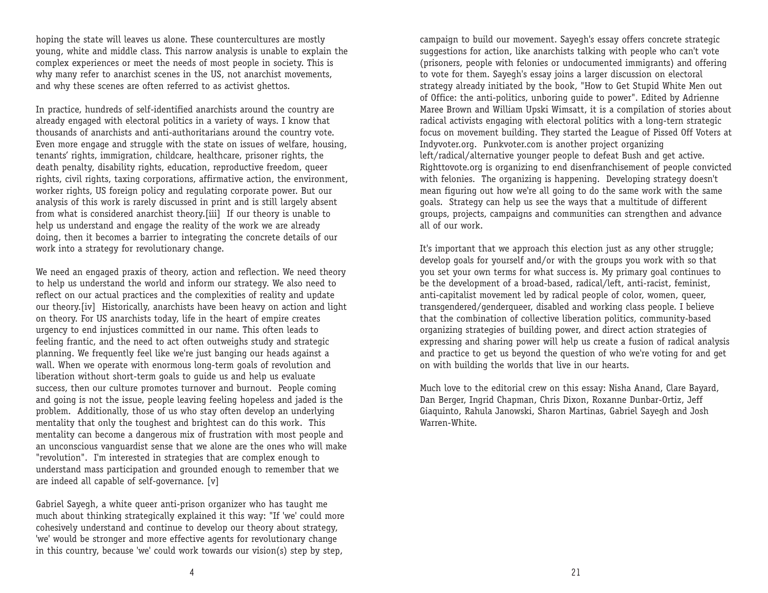hoping the state will leaves us alone. These countercultures are mostly young, white and middle class. This narrow analysis is unable to explain the complex experiences or meet the needs of most people in society. This is why many refer to anarchist scenes in the US, not anarchist movements, and why these scenes are often referred to as activist ghettos.

In practice, hundreds of self-identified anarchists around the country are already engaged with electoral politics in a variety of ways. I know that thousands of anarchists and anti-authoritarians around the country vote. Even more engage and struggle with the state on issues of welfare, housing, tenants' rights, immigration, childcare, healthcare, prisoner rights, the death penalty, disability rights, education, reproductive freedom, queer rights, civil rights, taxing corporations, affirmative action, the environment, worker rights, US foreign policy and regulating corporate power. But our analysis of this work is rarely discussed in print and is still largely absent from what is considered anarchist theory.[iii] If our theory is unable to help us understand and engage the reality of the work we are already doing, then it becomes a barrier to integrating the concrete details of our work into a strategy for revolutionary change.

We need an engaged praxis of theory, action and reflection. We need theory to help us understand the world and inform our strategy. We also need to reflect on our actual practices and the complexities of reality and update our theory.[iv] Historically, anarchists have been heavy on action and light on theory. For US anarchists today, life in the heart of empire creates urgency to end injustices committed in our name. This often leads to feeling frantic, and the need to act often outweighs study and strategic planning. We frequently feel like we're just banging our heads against a wall. When we operate with enormous long-term goals of revolution and liberation without short-term goals to guide us and help us evaluate success, then our culture promotes turnover and burnout. People coming and going is not the issue, people leaving feeling hopeless and jaded is the problem. Additionally, those of us who stay often develop an underlying mentality that only the toughest and brightest can do this work. This mentality can become a dangerous mix of frustration with most people and an unconscious vanguardist sense that we alone are the ones who will make "revolution". I'm interested in strategies that are complex enough to understand mass participation and grounded enough to remember that we are indeed all capable of self-governance. [v]

Gabriel Sayegh, a white queer anti-prison organizer who has taught me much about thinking strategically explained it this way: "If 'we' could more cohesively understand and continue to develop our theory about strategy, 'we' would be stronger and more effective agents for revolutionary change in this country, because 'we' could work towards our vision(s) step by step,

campaign to build our movement. Sayegh's essay offers concrete strategic suggestions for action, like anarchists talking with people who can't vote (prisoners, people with felonies or undocumented immigrants) and offering to vote for them. Sayegh's essay joins a larger discussion on electoral strategy already initiated by the book, "How to Get Stupid White Men out of Office: the anti-politics, unboring guide to power". Edited by Adrienne Maree Brown and William Upski Wimsatt, it is a compilation of stories about radical activists engaging with electoral politics with a long-tern strategic focus on movement building. They started the League of Pissed Off Voters at Indyvoter.org. Punkvoter.com is another project organizing left/radical/alternative younger people to defeat Bush and get active. Righttovote.org is organizing to end disenfranchisement of people convicted with felonies. The organizing is happening. Developing strategy doesn't mean figuring out how we're all going to do the same work with the same goals. Strategy can help us see the ways that a multitude of different groups, projects, campaigns and communities can strengthen and advance all of our work.

It's important that we approach this election just as any other struggle; develop goals for yourself and/or with the groups you work with so that you set your own terms for what success is. My primary goal continues to be the development of a broad-based, radical/left, anti-racist, feminist, anti-capitalist movement led by radical people of color, women, queer, transgendered/genderqueer, disabled and working class people. I believe that the combination of collective liberation politics, community-based organizing strategies of building power, and direct action strategies of expressing and sharing power will help us create a fusion of radical analysis and practice to get us beyond the question of who we're voting for and get on with building the worlds that live in our hearts.

Much love to the editorial crew on this essay: Nisha Anand, Clare Bayard, Dan Berger, Ingrid Chapman, Chris Dixon, Roxanne Dunbar-Ortiz, Jeff Giaquinto, Rahula Janowski, Sharon Martinas, Gabriel Sayegh and Josh Warren-White.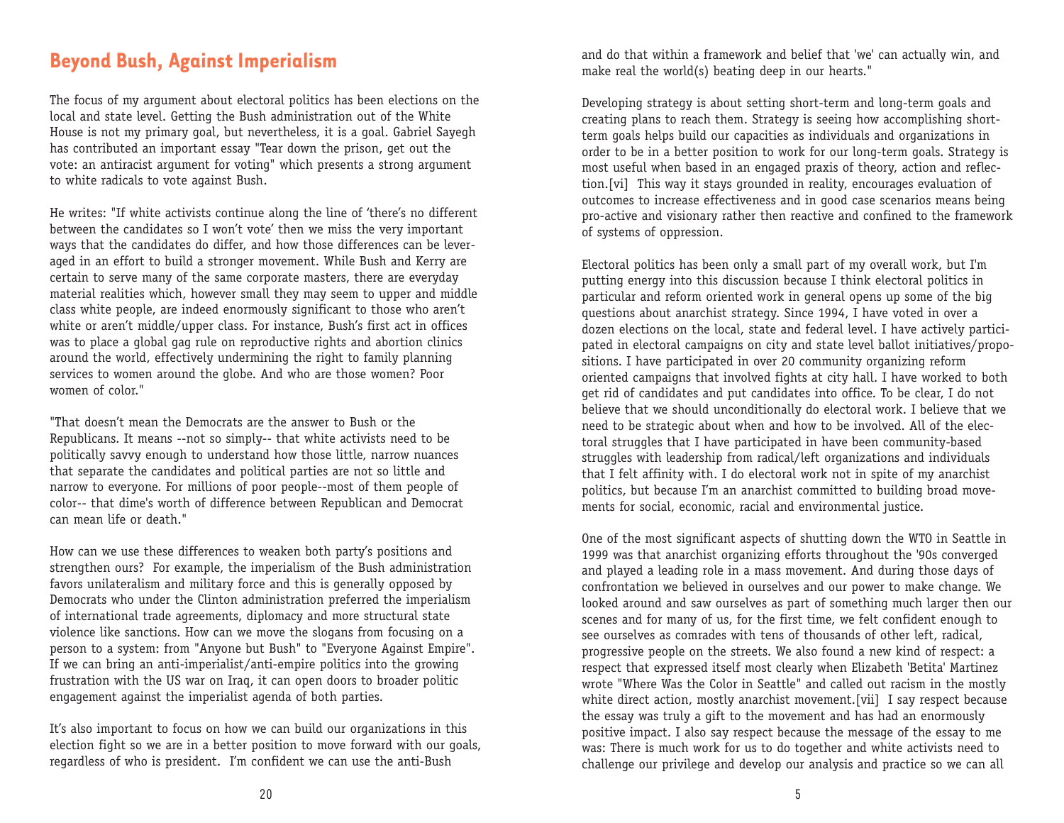## Beyond Bush, Against Imperialism

The focus of my argument about electoral politics has been elections on the local and state level. Getting the Bush administration out of the White House is not my primary goal, but nevertheless, it is a goal. Gabriel Sayegh has contributed an important essay "Tear down the prison, get out the vote: an antiracist argument for voting" which presents a strong argument to white radicals to vote against Bush.

He writes: "If white activists continue along the line of 'there's no different between the candidates so I won't vote' then we miss the very important ways that the candidates do differ, and how those differences can be leveraged in an effort to build a stronger movement. While Bush and Kerry are certain to serve many of the same corporate masters, there are everyday material realities which, however small they may seem to upper and middle class white people, are indeed enormously significant to those who aren't white or aren't middle/upper class. For instance, Bush's first act in offices was to place a global gag rule on reproductive rights and abortion clinics around the world, effectively undermining the right to family planning services to women around the globe. And who are those women? Poor women of color."

"That doesn't mean the Democrats are the answer to Bush or the Republicans. It means --not so simply-- that white activists need to be politically savvy enough to understand how those little, narrow nuances that separate the candidates and political parties are not so little and narrow to everyone. For millions of poor people--most of them people of color-- that dime's worth of difference between Republican and Democrat can mean life or death."

How can we use these differences to weaken both party's positions and strengthen ours? For example, the imperialism of the Bush administration favors unilateralism and military force and this is generally opposed by Democrats who under the Clinton administration preferred the imperialism of international trade agreements, diplomacy and more structural state violence like sanctions. How can we move the slogans from focusing on a person to a system: from "Anyone but Bush" to "Everyone Against Empire". If we can bring an anti-imperialist/anti-empire politics into the growing frustration with the US war on Iraq, it can open doors to broader politic engagement against the imperialist agenda of both parties.

It's also important to focus on how we can build our organizations in this election fight so we are in a better position to move forward with our goals, regardless of who is president. I'm confident we can use the anti-Bush

and do that within a framework and belief that 'we' can actually win, and make real the world(s) beating deep in our hearts."

Developing strategy is about setting short-term and long-term goals and creating plans to reach them. Strategy is seeing how accomplishing short-term goals helps build our capacities as individuals and organizations in order to be in a better position to work for our long-term goals. Strategy is most useful when based in an engaged praxis of theory, action and reflection.[vi] This way it stays grounded in reality, encourages evaluation of outcomes to increase effectiveness and in good case scenarios means being pro-active and visionary rather then reactive and confined to the framework of systems of oppression.

Electoral politics has been only a small part of my overall work, but I'm putting energy into this discussion because I think electoral politics in particular and reform oriented work in general opens up some of the big questions about anarchist strategy. Since 1994, I have voted in over a dozen elections on the local, state and federal level. I have actively participated in electoral campaigns on city and state level ballot initiatives/propositions. I have participated in over 20 community organizing reform oriented campaigns that involved fights at city hall. I have worked to both get rid of candidates and put candidates into office. To be clear, I do not believe that we should unconditionally do electoral work. I believe that we need to be strategic about when and how to be involved. All of the electoral struggles that I have participated in have been community-based struggles with leadership from radical/left organizations and individuals that I felt affinity with. I do electoral work not in spite of my anarchist politics, but because I'm an anarchist committed to building broad movements for social, economic, racial and environmental justice.

One of the most significant aspects of shutting down the WTO in Seattle in 1999 was that anarchist organizing efforts throughout the '90s converged and played a leading role in a mass movement. And during those days of confrontation we believed in ourselves and our power to make change. We looked around and saw ourselves as part of something much larger then our scenes and for many of us, for the first time, we felt confident enough to see ourselves as comrades with tens of thousands of other left, radical, progressive people on the streets. We also found a new kind of respect: a respect that expressed itself most clearly when Elizabeth 'Betita' Martinez wrote "Where Was the Color in Seattle" and called out racism in the mostly white direct action, mostly anarchist movement.[vii] I say respect because the essay was truly a gift to the movement and has had an enormously positive impact. I also say respect because the message of the essay to me was: There is much work for us to do together and white activists need to challenge our privilege and develop our analysis and practice so we can all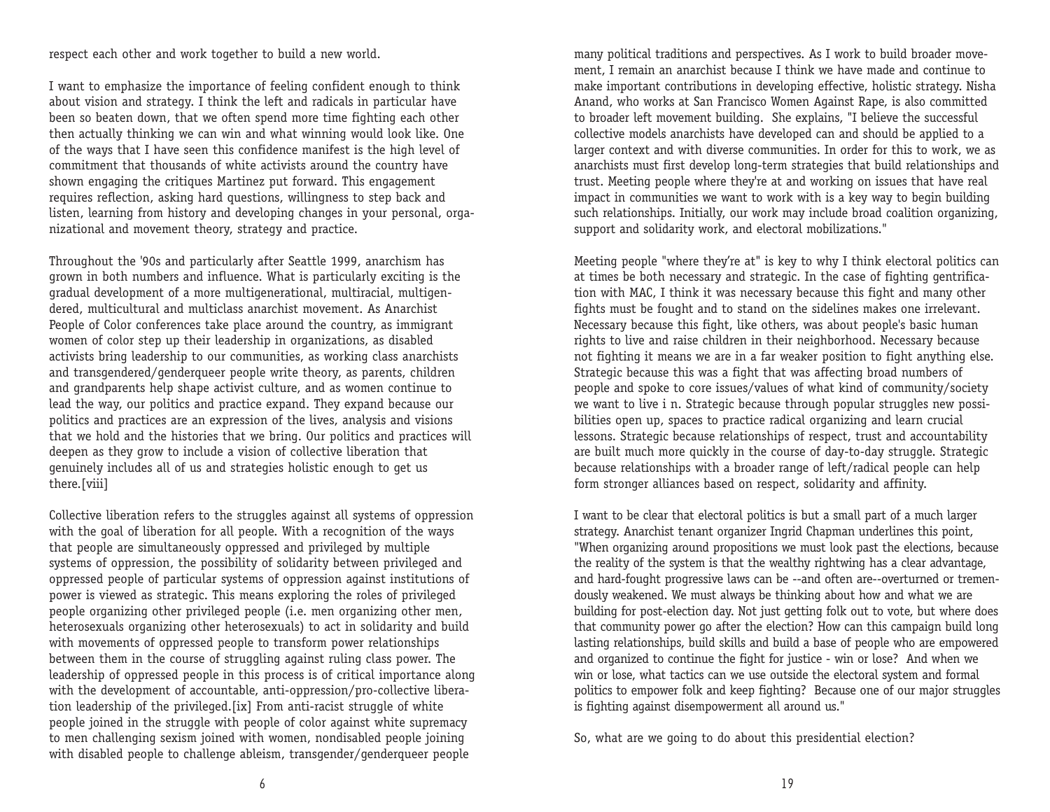respect each other and work together to build a new world.

I want to emphasize the importance of feeling confident enough to think about vision and strategy. I think the left and radicals in particular have been so beaten down, that we often spend more time fighting each other then actually thinking we can win and what winning would look like. One of the ways that I have seen this confidence manifest is the high level of commitment that thousands of white activists around the country have shown engaging the critiques Martinez put forward. This engagement requires reflection, asking hard questions, willingness to step back and listen, learning from history and developing changes in your personal, organizational and movement theory, strategy and practice.

Throughout the '90s and particularly after Seattle 1999, anarchism has grown in both numbers and influence. What is particularly exciting is the gradual development of a more multigenerational, multiracial, multigendered, multicultural and multiclass anarchist movement. As Anarchist People of Color conferences take place around the country, as immigrant women of color step up their leadership in organizations, as disabled activists bring leadership to our communities, as working class anarchists and transgendered/genderqueer people write theory, as parents, children and grandparents help shape activist culture, and as women continue to lead the way, our politics and practice expand. They expand because our politics and practices are an expression of the lives, analysis and visions that we hold and the histories that we bring. Our politics and practices will deepen as they grow to include a vision of collective liberation that genuinely includes all of us and strategies holistic enough to get us there.[viii]

Collective liberation refers to the struggles against all systems of oppression with the goal of liberation for all people. With a recognition of the ways that people are simultaneously oppressed and privileged by multiple systems of oppression, the possibility of solidarity between privileged and oppressed people of particular systems of oppression against institutions of power is viewed as strategic. This means exploring the roles of privileged people organizing other privileged people (i.e. men organizing other men, heterosexuals organizing other heterosexuals) to act in solidarity and build with movements of oppressed people to transform power relationships between them in the course of struggling against ruling class power. The leadership of oppressed people in this process is of critical importance along with the development of accountable, anti-oppression/pro-collective liberation leadership of the privileged.[ix] From anti-racist struggle of white people joined in the struggle with people of color against white supremacy to men challenging sexism joined with women, nondisabled people joining with disabled people to challenge ableism, transgender/genderqueer people

many political traditions and perspectives. As I work to build broader movement, I remain an anarchist because I think we have made and continue to make important contributions in developing effective, holistic strategy. Nisha Anand, who works at San Francisco Women Against Rape, is also committed to broader left movement building. She explains, "I believe the successful collective models anarchists have developed can and should be applied to a larger context and with diverse communities. In order for this to work, we as anarchists must first develop long-term strategies that build relationships and trust. Meeting people where they're at and working on issues that have real impact in communities we want to work with is a key way to begin building such relationships. Initially, our work may include broad coalition organizing, support and solidarity work, and electoral mobilizations."

Meeting people "where they're at" is key to why I think electoral politics can at times be both necessary and strategic. In the case of fighting gentrification with MAC, I think it was necessary because this fight and many other fights must be fought and to stand on the sidelines makes one irrelevant. Necessary because this fight, like others, was about people's basic human rights to live and raise children in their neighborhood. Necessary because not fighting it means we are in a far weaker position to fight anything else. Strategic because this was a fight that was affecting broad numbers of people and spoke to core issues/values of what kind of community/society we want to live in. Strategic because through popular struggles new possibilities open up, spaces to practice radical organizing and learn crucial lessons. Strategic because relationships of respect, trust and accountability are built much more quickly in the course of day-to-day struggle. Strategic because relationships with a broader range of left/radical people can help form stronger alliances based on respect, solidarity and affinity.

I want to be clear that electoral politics is but a small part of a much larger strategy. Anarchist tenant organizer Ingrid Chapman underlines this point, "When organizing around propositions we must look past the elections, because the reality of the system is that the wealthy rightwing has a clear advantage, and hard-fought progressive laws can be --and often are--overturned or tremendously weakened. We must always be thinking about how and what we are building for post-election day. Not just getting folk out to vote, but where does that community power go after the election? How can this campaign build long lasting relationships, build skills and build a base of people who are empowered and organized to continue the fight for justice - win or lose? And when we win or lose, what tactics can we use outside the electoral system and formal politics to empower folk and keep fighting? Because one of our major struggles is fighting against disempowerment all around us."

So, what are we going to do about this presidential election?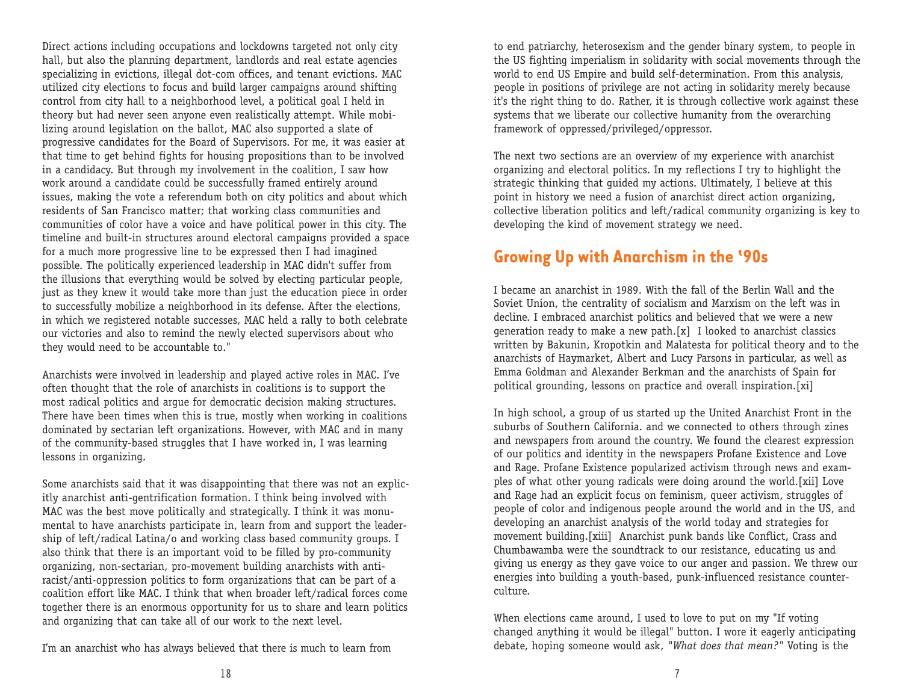Direct actions including occupations and lockdowns targeted not only city hall, but also the planning department, landlords and real estate agencies specializing in evictions, illegal dot-com offices, and tenant evictions. MAC utilized city elections to focus and build larger campaigns around shifting control from city hall to a neighborhood level, a political goal I held in theory but had never seen anyone even realistically attempt. While mobilizing around legislation on the ballot, MAC also supported a slate of progressive candidates for the Board of Supervisors. For me, it was easier at that time to get behind fights for housing propositions than to be involved in a candidacy. But through my involvement in the coalition, I saw how work around a candidate could be successfully framed entirely around issues, making the vote a referendum both on city politics and about which residents of San Francisco matter; that working class communities and communities of color have a voice and have political power in this city. The timeline and built-in structures around electoral campaigns provided a space for a much more progressive line to be expressed then I had imagined possible. The politically experienced leadership in MAC didn't suffer from the illusions that everything would be solved by electing particular people, just as they knew it would take more than just the education piece in order to successfully mobilize a neighborhood in its defense. After the elections, in which we registered notable successes, MAC held a rally to both celebrate our victories and also to remind the newly elected supervisors about who they would need to be accountable to."

Anarchists were involved in leadership and played active roles in MAC. I've often thought that the role of anarchists in coalitions is to support the most radical politics and argue for democratic decision making structures. There have been times when this is true, mostly when working in coalitions dominated by sectarian left organizations. However, with MAC and in many of the community-based struggles that I have worked in, I was learning lessons in organizing.

Some anarchists said that it was disappointing that there was not an explicitly anarchist anti-gentrification formation. I think being involved with MAC was the best move politically and strategically. I think it was monumental to have anarchists participate in, learn from and support the leadership of left/radical Latina/o and working class based community groups. I also think that there is an important void to be filled by pro-community organizing, non-sectarian, pro-movement building anarchists with anti-racist/anti-oppression politics to form organizations that can be part of a coalition effort like MAC. I think that when broader left/radical forces come together there is an enormous opportunity for us to share and learn politics and organizing that can take all of our work to the next level.

I'm an anarchist who has always believed that there is much to learn from

to end patriarchy, heterosexism and the gender binary system, to people in the US fighting imperialism in solidarity with social movements through the world to end US Empire and build self-determination. From this analysis, people in positions of privilege are not acting in solidarity merely because it's the right thing to do. Rather, it is through collective work against these systems that we liberate our collective humanity from the overarching framework of oppressed/privileged/oppressor.

The next two sections are an overview of my experience with anarchist organizing and electoral politics. In my reflections I try to highlight the strategic thinking that guided my actions. Ultimately, I believe at this point in history we need a fusion of anarchist direct action organizing, collective liberation politics and left/radical community organizing is key to developing the kind of movement strategy we need.

## Growing Up with Anarchism in the '90s

I became an anarchist in 1989. With the fall of the Berlin Wall and the Soviet Union, the centrality of socialism and Marxism on the left was in decline. I embraced anarchist politics and believed that we were a new generation ready to make a new path.[x] I looked to anarchist classics written by Bakunin, Kropotkin and Malatesta for political theory and to the anarchists of Haymarket, Albert and Lucy Parsons in particular, as well as Emma Goldman and Alexander Berkman and the anarchists of Spain for political grounding, lessons on practice and overall inspiration.[xi]

In high school, a group of us started up the United Anarchist Front in the suburbs of Southern California. and we connected to others through zines and newspapers from around the country. We found the clearest expression of our politics and identity in the newspapers Profane Existence and Love and Rage. Profane Existence popularized activism through news and examples of what other young radicals were doing around the world.[xii] Love and Rage had an explicit focus on feminism, queer activism, struggles of people of color and indigenous people around the world and in the US, and developing an anarchist analysis of the world today and strategies for movement building.[xiii] Anarchist punk bands like Conflict, Crass and Chumbawamba were the soundtrack to our resistance, educating us and giving us energy as they gave voice to our anger and passion. We threw our energies into building a youth-based, punk-influenced resistance counterculture.

When elections came around, I used to love to put on my "If voting changed anything it would be illegal" button. I wore it eagerly anticipating debate, hoping someone would ask, "*What does that mean?*" Voting is the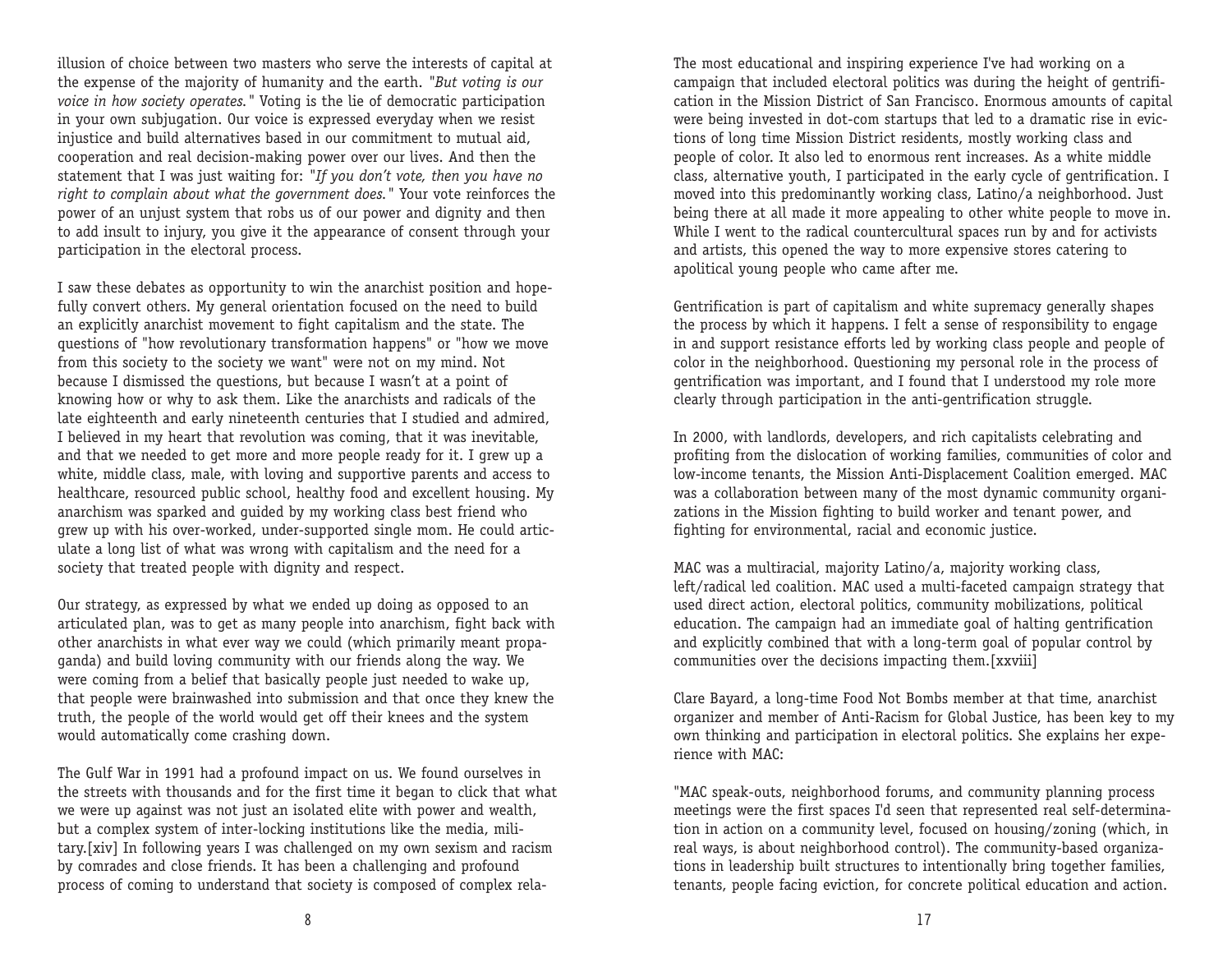illusion of choice between two masters who serve the interests of capital at the expense of the majority of humanity and the earth. "*But voting is our voice in how society operates.*" Voting is the lie of democratic participation in your own subjugation. Our voice is expressed everyday when we resist injustice and build alternatives based in our commitment to mutual aid, cooperation and real decision-making power over our lives. And then the statement that I was just waiting for: "*If you don't vote, then you have no right to complain about what the government does.*" Your vote reinforces the power of an unjust system that robs us of our power and dignity and then to add insult to injury, you give it the appearance of consent through your participation in the electoral process.

I saw these debates as opportunity to win the anarchist position and hopefully convert others. My general orientation focused on the need to build an explicitly anarchist movement to fight capitalism and the state. The questions of "how revolutionary transformation happens" or "how we move from this society to the society we want" were not on my mind. Not because I dismissed the questions, but because I wasn't at a point of knowing how or why to ask them. Like the anarchists and radicals of the late eighteenth and early nineteenth centuries that I studied and admired, I believed in my heart that revolution was coming, that it was inevitable, and that we needed to get more and more people ready for it. I grew up a white, middle class, male, with loving and supportive parents and access to healthcare, resourced public school, healthy food and excellent housing. My anarchism was sparked and guided by my working class best friend who grew up with his over-worked, under-supported single mom. He could articulate a long list of what was wrong with capitalism and the need for a society that treated people with dignity and respect.

Our strategy, as expressed by what we ended up doing as opposed to an articulated plan, was to get as many people into anarchism, fight back with other anarchists in what ever way we could (which primarily meant propaganda) and build loving community with our friends along the way. We were coming from a belief that basically people just needed to wake up, that people were brainwashed into submission and that once they knew the truth, the people of the world would get off their knees and the system would automatically come crashing down.

The Gulf War in 1991 had a profound impact on us. We found ourselves in the streets with thousands and for the first time it began to click that what we were up against was not just an isolated elite with power and wealth, but a complex system of inter-locking institutions like the media, military.[xiv] In following years I was challenged on my own sexism and racism by comrades and close friends. It has been a challenging and profound process of coming to understand that society is composed of complex rela-

The most educational and inspiring experience I've had working on a campaign that included electoral politics was during the height of gentrification in the Mission District of San Francisco. Enormous amounts of capital were being invested in dot-com startups that led to a dramatic rise in evictions of long time Mission District residents, mostly working class and people of color. It also led to enormous rent increases. As a white middle class, alternative youth, I participated in the early cycle of gentrification. I moved into this predominantly working class, Latino/a neighborhood. Just being there at all made it more appealing to other white people to move in. While I went to the radical countercultural spaces run by and for activists and artists, this opened the way to more expensive stores catering to apolitical young people who came after me.

Gentrification is part of capitalism and white supremacy generally shapes the process by which it happens. I felt a sense of responsibility to engage in and support resistance efforts led by working class people and people of color in the neighborhood. Questioning my personal role in the process of gentrification was important, and I found that I understood my role more clearly through participation in the anti-gentrification struggle.

In 2000, with landlords, developers, and rich capitalists celebrating and profiting from the dislocation of working families, communities of color and low-income tenants, the Mission Anti-Displacement Coalition emerged. MAC was a collaboration between many of the most dynamic community organizations in the Mission fighting to build worker and tenant power, and fighting for environmental, racial and economic justice.

MAC was a multiracial, majority Latino/a, majority working class, left/radical led coalition. MAC used a multi-faceted campaign strategy that used direct action, electoral politics, community mobilizations, political education. The campaign had an immediate goal of halting gentrification and explicitly combined that with a long-term goal of popular control by communities over the decisions impacting them.[xxviii]

Clare Bayard, a long-time Food Not Bombs member at that time, anarchist organizer and member of Anti-Racism for Global Justice, has been key to my own thinking and participation in electoral politics. She explains her experience with MAC:

"MAC speak-outs, neighborhood forums, and community planning process meetings were the first spaces I'd seen that represented real self-determination in action on a community level, focused on housing/zoning (which, in real ways, is about neighborhood control). The community-based organizations in leadership built structures to intentionally bring together families, tenants, people facing eviction, for concrete political education and action.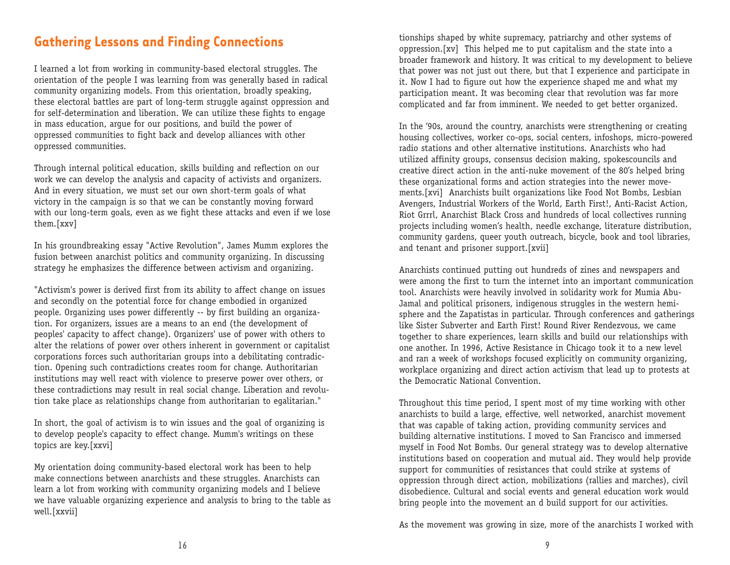## Gathering Lessons and Finding Connections

I learned a lot from working in community-based electoral struggles. The orientation of the people I was learning from was generally based in radical community organizing models. From this orientation, broadly speaking, these electoral battles are part of long-term struggle against oppression and for self-determination and liberation. We can utilize these fights to engage in mass education, argue for our positions, and build the power of oppressed communities to fight back and develop alliances with other oppressed communities.

Through internal political education, skills building and reflection on our work we can develop the analysis and capacity of activists and organizers. And in every situation, we must set our own short-term goals of what victory in the campaign is so that we can be constantly moving forward with our long-term goals, even as we fight these attacks and even if we lose them.[xxv]

In his groundbreaking essay "Active Revolution", James Mumm explores the fusion between anarchist politics and community organizing. In discussing strategy he emphasizes the difference between activism and organizing.

"Activism's power is derived first from its ability to affect change on issues and secondly on the potential force for change embodied in organized people. Organizing uses power differently -- by first building an organization. For organizers, issues are a means to an end (the development of peoples' capacity to affect change). Organizers' use of power with others to alter the relations of power over others inherent in government or capitalist corporations forces such authoritarian groups into a debilitating contradiction. Opening such contradictions creates room for change. Authoritarian institutions may well react with violence to preserve power over others, or these contradictions may result in real social change. Liberation and revolution take place as relationships change from authoritarian to egalitarian."

In short, the goal of activism is to win issues and the goal of organizing is to develop people's capacity to effect change. Mumm's writings on these topics are key.[xxvi]

My orientation doing community-based electoral work has been to help make connections between anarchists and these struggles. Anarchists can learn a lot from working with community organizing models and I believe we have valuable organizing experience and analysis to bring to the table as well.[xxvii]

tionships shaped by white supremacy, patriarchy and other systems of oppression.[xv] This helped me to put capitalism and the state into a broader framework and history. It was critical to my development to believe that power was not just out there, but that I experience and participate in it. Now I had to figure out how the experience shaped me and what my participation meant. It was becoming clear that revolution was far more complicated and far from imminent. We needed to get better organized.

In the '90s, around the country, anarchists were strengthening or creating housing collectives, worker co-ops, social centers, infoshops, micro-powered radio stations and other alternative institutions. Anarchists who had utilized affinity groups, consensus decision making, spokescouncils and creative direct action in the anti-nuke movement of the 80's helped bring these organizational forms and action strategies into the newer movements.[xvi] Anarchists built organizations like Food Not Bombs, Lesbian Avengers, Industrial Workers of the World, Earth First!, Anti-Racist Action, Riot Grrrl, Anarchist Black Cross and hundreds of local collectives running projects including women's health, needle exchange, literature distribution, community gardens, queer youth outreach, bicycle, book and tool libraries, and tenant and prisoner support.[xvii]

Anarchists continued putting out hundreds of zines and newspapers and were among the first to turn the internet into an important communication tool. Anarchists were heavily involved in solidarity work for Mumia Abu-Jamal and political prisoners, indigenous struggles in the western hemisphere and the Zapatistas in particular. Through conferences and gatherings like Sister Subverter and Earth First! Round River Rendezvous, we came together to share experiences, learn skills and build our relationships with one another. In 1996, Active Resistance in Chicago took it to a new level and ran a week of workshops focused explicitly on community organizing, workplace organizing and direct action activism that lead up to protests at the Democratic National Convention.

Throughout this time period, I spent most of my time working with other anarchists to build a large, effective, well networked, anarchist movement that was capable of taking action, providing community services and building alternative institutions. I moved to San Francisco and immersed myself in Food Not Bombs. Our general strategy was to develop alternative institutions based on cooperation and mutual aid. They would help provide support for communities of resistances that could strike at systems of oppression through direct action, mobilizations (rallies and marches), civil disobedience. Cultural and social events and general education work would bring people into the movement an d build support for our activities.

As the movement was growing in size, more of the anarchists I worked with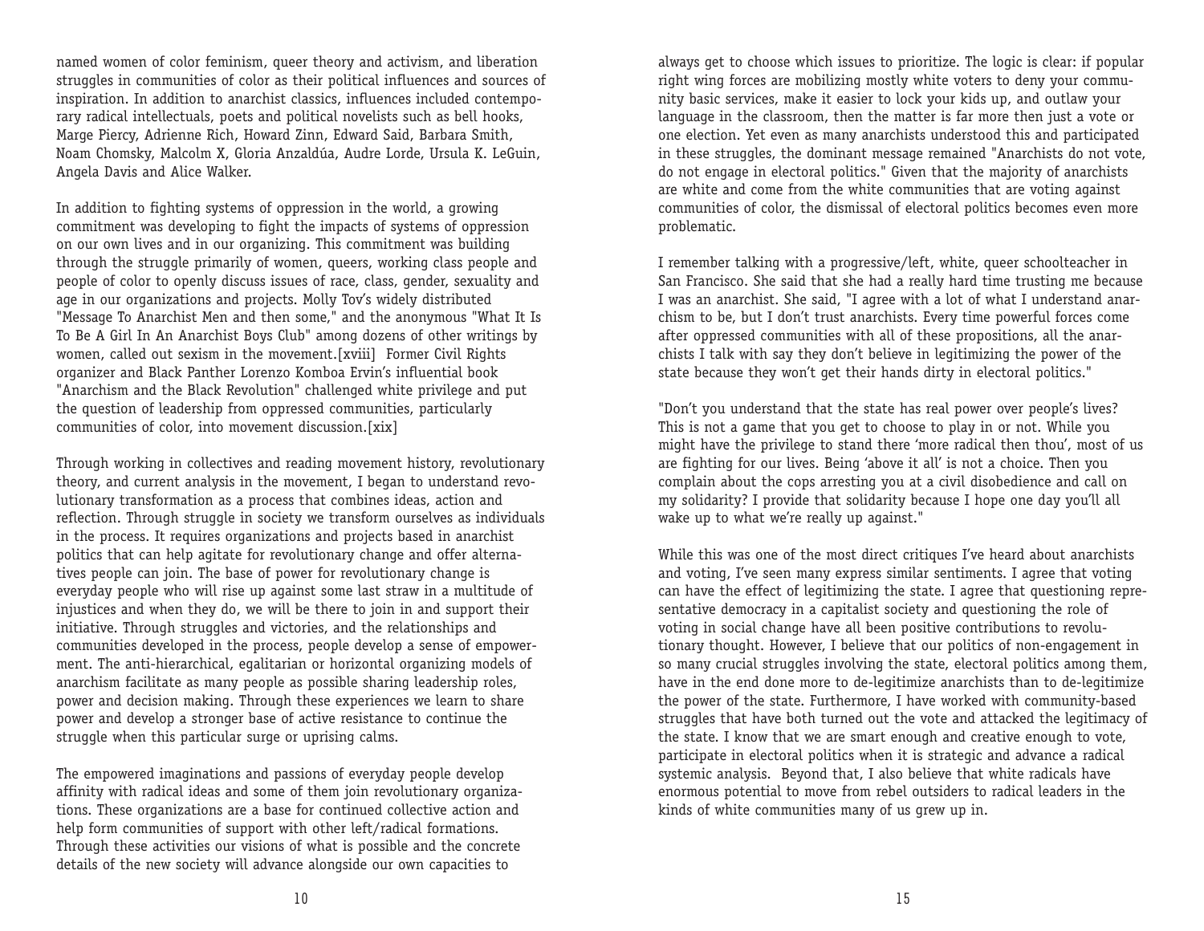named women of color feminism, queer theory and activism, and liberation struggles in communities of color as their political influences and sources of inspiration. In addition to anarchist classics, influences included contemporary radical intellectuals, poets and political novelists such as bell hooks, Marge Piercy, Adrienne Rich, Howard Zinn, Edward Said, Barbara Smith, Noam Chomsky, Malcolm X, Gloria Anzaldúa, Audre Lorde, Ursula K. LeGuin, Angela Davis and Alice Walker.

In addition to fighting systems of oppression in the world, a growing commitment was developing to fight the impacts of systems of oppression on our own lives and in our organizing. This commitment was building through the struggle primarily of women, queers, working class people and people of color to openly discuss issues of race, class, gender, sexuality and age in our organizations and projects. Molly Tov's widely distributed "Message To Anarchist Men and then some," and the anonymous "What It Is To Be A Girl In An Anarchist Boys Club" among dozens of other writings by women, called out sexism in the movement.[xviii] Former Civil Rights organizer and Black Panther Lorenzo Komboa Ervin's influential book "Anarchism and the Black Revolution" challenged white privilege and put the question of leadership from oppressed communities, particularly communities of color, into movement discussion.[xix]

Through working in collectives and reading movement history, revolutionary theory, and current analysis in the movement, I began to understand revolutionary transformation as a process that combines ideas, action and reflection. Through struggle in society we transform ourselves as individuals in the process. It requires organizations and projects based in anarchist politics that can help agitate for revolutionary change and offer alternatives people can join. The base of power for revolutionary change is everyday people who will rise up against some last straw in a multitude of injustices and when they do, we will be there to join in and support their initiative. Through struggles and victories, and the relationships and communities developed in the process, people develop a sense of empowerment. The anti-hierarchical, egalitarian or horizontal organizing models of anarchism facilitate as many people as possible sharing leadership roles, power and decision making. Through these experiences we learn to share power and develop a stronger base of active resistance to continue the struggle when this particular surge or uprising calms.

The empowered imaginations and passions of everyday people develop affinity with radical ideas and some of them join revolutionary organizations. These organizations are a base for continued collective action and help form communities of support with other left/radical formations. Through these activities our visions of what is possible and the concrete details of the new society will advance alongside our own capacities to

always get to choose which issues to prioritize. The logic is clear: if popular right wing forces are mobilizing mostly white voters to deny your community basic services, make it easier to lock your kids up, and outlaw your language in the classroom, then the matter is far more then just a vote or one election. Yet even as many anarchists understood this and participated in these struggles, the dominant message remained "Anarchists do not vote, do not engage in electoral politics." Given that the majority of anarchists are white and come from the white communities that are voting against communities of color, the dismissal of electoral politics becomes even more problematic.

I remember talking with a progressive/left, white, queer schoolteacher in San Francisco. She said that she had a really hard time trusting me because I was an anarchist. She said, "I agree with a lot of what I understand anarchism to be, but I don't trust anarchists. Every time powerful forces come after oppressed communities with all of these propositions, all the anarchists I talk with say they don't believe in legitimizing the power of the state because they won't get their hands dirty in electoral politics."

"Don't you understand that the state has real power over people's lives? This is not a game that you get to choose to play in or not. While you might have the privilege to stand there 'more radical then thou', most of us are fighting for our lives. Being 'above it all' is not a choice. Then you complain about the cops arresting you at a civil disobedience and call on my solidarity? I provide that solidarity because I hope one day you'll all wake up to what we're really up against."

While this was one of the most direct critiques I've heard about anarchists and voting, I've seen many express similar sentiments. I agree that voting can have the effect of legitimizing the state. I agree that questioning representative democracy in a capitalist society and questioning the role of voting in social change have all been positive contributions to revolutionary thought. However, I believe that our politics of non-engagement in so many crucial struggles involving the state, electoral politics among them, have in the end done more to de-legitimize anarchists than to de-legitimize the power of the state. Furthermore, I have worked with community-based struggles that have both turned out the vote and attacked the legitimacy of the state. I know that we are smart enough and creative enough to vote, participate in electoral politics when it is strategic and advance a radical systemic analysis. Beyond that, I also believe that white radicals have enormous potential to move from rebel outsiders to radical leaders in the kinds of white communities many of us grew up in.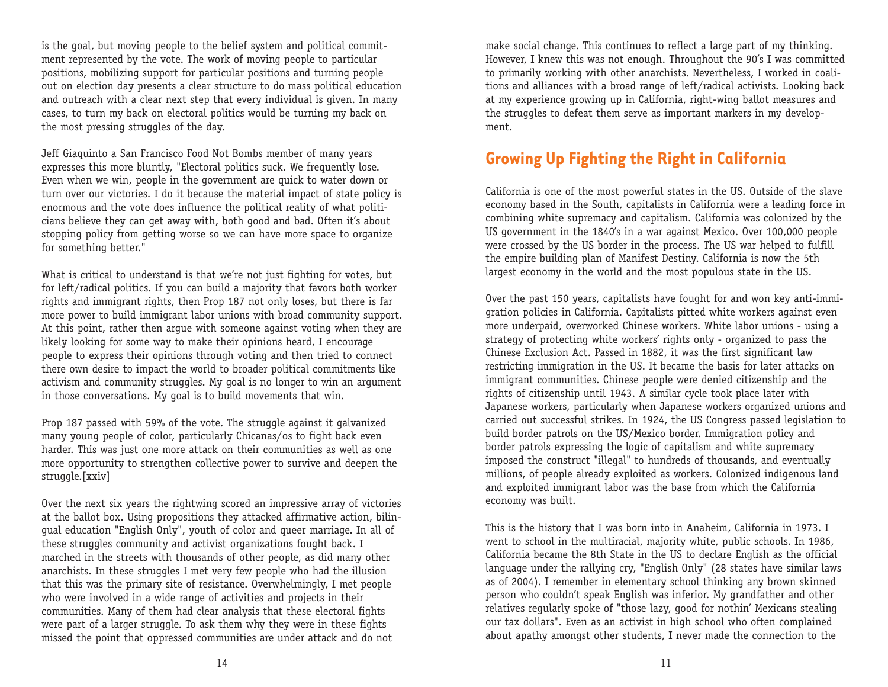is the goal, but moving people to the belief system and political commitment represented by the vote. The work of moving people to particular positions, mobilizing support for particular positions and turning people out on election day presents a clear structure to do mass political education and outreach with a clear next step that every individual is given. In many cases, to turn my back on electoral politics would be turning my back on the most pressing struggles of the day.

Jeff Giaquinto a San Francisco Food Not Bombs member of many years expresses this more bluntly, "Electoral politics suck. We frequently lose. Even when we win, people in the government are quick to water down or turn over our victories. I do it because the material impact of state policy is enormous and the vote does influence the political reality of what politicians believe they can get away with, both good and bad. Often it's about stopping policy from getting worse so we can have more space to organize for something better."

What is critical to understand is that we're not just fighting for votes, but for left/radical politics. If you can build a majority that favors both worker rights and immigrant rights, then Prop 187 not only loses, but there is far more power to build immigrant labor unions with broad community support. At this point, rather then argue with someone against voting when they are likely looking for some way to make their opinions heard, I encourage people to express their opinions through voting and then tried to connect there own desire to impact the world to broader political commitments like activism and community struggles. My goal is no longer to win an argument in those conversations. My goal is to build movements that win.

Prop 187 passed with 59% of the vote. The struggle against it galvanized many young people of color, particularly Chicanas/os to fight back even harder. This was just one more attack on their communities as well as one more opportunity to strengthen collective power to survive and deepen the struggle.[xxiv]

Over the next six years the rightwing scored an impressive array of victories at the ballot box. Using propositions they attacked affirmative action, bilingual education "English Only", youth of color and queer marriage. In all of these struggles community and activist organizations fought back. I marched in the streets with thousands of other people, as did many other anarchists. In these struggles I met very few people who had the illusion that this was the primary site of resistance. Overwhelmingly, I met people who were involved in a wide range of activities and projects in their communities. Many of them had clear analysis that these electoral fights were part of a larger struggle. To ask them why they were in these fights missed the point that oppressed communities are under attack and do not

make social change. This continues to reflect a large part of my thinking. However, I knew this was not enough. Throughout the 90's I was committed to primarily working with other anarchists. Nevertheless, I worked in coalitions and alliances with a broad range of left/radical activists. Looking back at my experience growing up in California, right-wing ballot measures and the struggles to defeat them serve as important markers in my development.

## Growing Up Fighting the Right in California

California is one of the most powerful states in the US. Outside of the slave economy based in the South, capitalists in California were a leading force in combining white supremacy and capitalism. California was colonized by the US government in the 1840's in a war against Mexico. Over 100,000 people were crossed by the US border in the process. The US war helped to fulfill the empire building plan of Manifest Destiny. California is now the 5th largest economy in the world and the most populous state in the US.

Over the past 150 years, capitalists have fought for and won key anti-immigration policies in California. Capitalists pitted white workers against even more underpaid, overworked Chinese workers. White labor unions - using a strategy of protecting white workers' rights only - organized to pass the Chinese Exclusion Act. Passed in 1882, it was the first significant law restricting immigration in the US. It became the basis for later attacks on immigrant communities. Chinese people were denied citizenship and the rights of citizenship until 1943. A similar cycle took place later with Japanese workers, particularly when Japanese workers organized unions and carried out successful strikes. In 1924, the US Congress passed legislation to build border patrols on the US/Mexico border. Immigration policy and border patrols expressing the logic of capitalism and white supremacy imposed the construct "illegal" to hundreds of thousands, and eventually millions, of people already exploited as workers. Colonized indigenous land and exploited immigrant labor was the base from which the California economy was built.

This is the history that I was born into in Anaheim, California in 1973. I went to school in the multiracial, majority white, public schools. In 1986, California became the 8th State in the US to declare English as the official language under the rallying cry, "English Only" (28 states have similar laws as of 2004). I remember in elementary school thinking any brown skinned person who couldn't speak English was inferior. My grandfather and other relatives regularly spoke of "those lazy, good for nothin' Mexicans stealing our tax dollars". Even as an activist in high school who often complained about apathy amongst other students, I never made the connection to the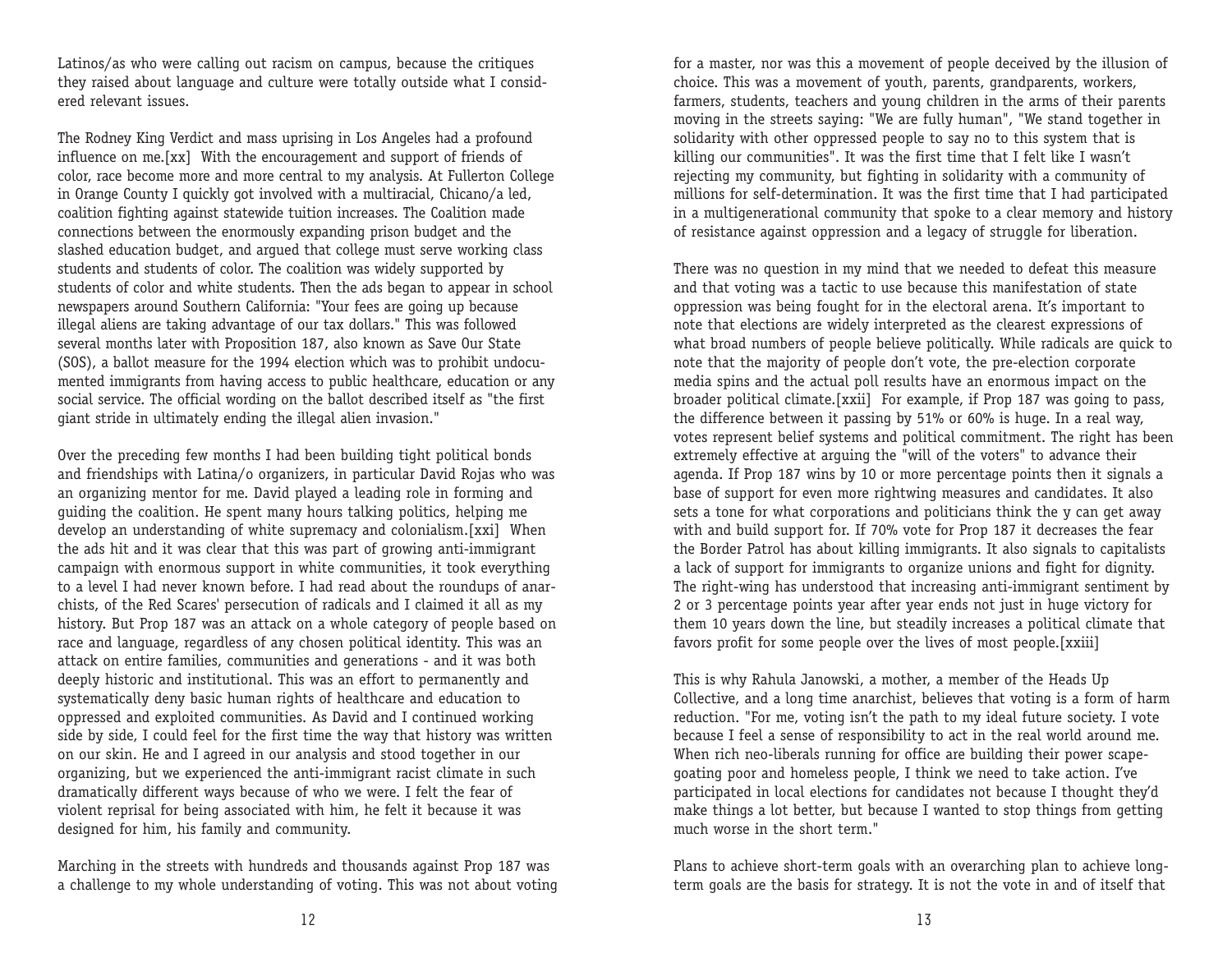Latinos/as who were calling out racism on campus, because the critiques they raised about language and culture were totally outside what I considered relevant issues.

The Rodney King Verdict and mass uprising in Los Angeles had a profound influence on me.[xx] With the encouragement and support of friends of color, race become more and more central to my analysis. At Fullerton College in Orange County I quickly got involved with a multiracial, Chicano/a led, coalition fighting against statewide tuition increases. The Coalition made connections between the enormously expanding prison budget and the slashed education budget, and argued that college must serve working class students and students of color. The coalition was widely supported by students of color and white students. Then the ads began to appear in school newspapers around Southern California: "Your fees are going up because illegal aliens are taking advantage of our tax dollars." This was followed several months later with Proposition 187, also known as Save Our State (SOS), a ballot measure for the 1994 election which was to prohibit undocumented immigrants from having access to public healthcare, education or any social service. The official wording on the ballot described itself as "the first giant stride in ultimately ending the illegal alien invasion."

Over the preceding few months I had been building tight political bonds and friendships with Latina/o organizers, in particular David Rojas who was an organizing mentor for me. David played a leading role in forming and guiding the coalition. He spent many hours talking politics, helping me develop an understanding of white supremacy and colonialism.[xxi] When the ads hit and it was clear that this was part of growing anti-immigrant campaign with enormous support in white communities, it took everything to a level I had never known before. I had read about the roundups of anarchists, of the Red Scares' persecution of radicals and I claimed it all as my history. But Prop 187 was an attack on a whole category of people based on race and language, regardless of any chosen political identity. This was an attack on entire families, communities and generations - and it was both deeply historic and institutional. This was an effort to permanently and systematically deny basic human rights of healthcare and education to oppressed and exploited communities. As David and I continued working side by side, I could feel for the first time the way that history was written on our skin. He and I agreed in our analysis and stood together in our organizing, but we experienced the anti-immigrant racist climate in such dramatically different ways because of who we were. I felt the fear of violent reprisal for being associated with him, he felt it because it was designed for him, his family and community.

Marching in the streets with hundreds and thousands against Prop 187 was a challenge to my whole understanding of voting. This was not about voting for a master, nor was this a movement of people deceived by the illusion of choice. This was a movement of youth, parents, grandparents, workers, farmers, students, teachers and young children in the arms of their parents moving in the streets saying: "We are fully human", "We stand together in solidarity with other oppressed people to say no to this system that is killing our communities". It was the first time that I felt like I wasn't rejecting my community, but fighting in solidarity with a community of millions for self-determination. It was the first time that I had participated in a multigenerational community that spoke to a clear memory and history of resistance against oppression and a legacy of struggle for liberation.

There was no question in my mind that we needed to defeat this measure and that voting was a tactic to use because this manifestation of state oppression was being fought for in the electoral arena. It's important to note that elections are widely interpreted as the clearest expressions of what broad numbers of people believe politically. While radicals are quick to note that the majority of people don't vote, the pre-election corporate media spins and the actual poll results have an enormous impact on the broader political climate.[xxii] For example, if Prop 187 was going to pass, the difference between it passing by 51% or 60% is huge. In a real way, votes represent belief systems and political commitment. The right has been extremely effective at arguing the "will of the voters" to advance their agenda. If Prop 187 wins by 10 or more percentage points then it signals a base of support for even more rightwing measures and candidates. It also sets a tone for what corporations and politicians think the y can get away with and build support for. If 70% vote for Prop 187 it decreases the fear the Border Patrol has about killing immigrants. It also signals to capitalists a lack of support for immigrants to organize unions and fight for dignity. The right-wing has understood that increasing anti-immigrant sentiment by 2 or 3 percentage points year after year ends not just in huge victory for them 10 years down the line, but steadily increases a political climate that favors profit for some people over the lives of most people.[xxiii]

This is why Rahula Janowski, a mother, a member of the Heads Up Collective, and a long time anarchist, believes that voting is a form of harm reduction. "For me, voting isn't the path to my ideal future society. I vote because I feel a sense of responsibility to act in the real world around me. When rich neo-liberals running for office are building their power scapegoating poor and homeless people, I think we need to take action. I've participated in local elections for candidates not because I thought they'd make things a lot better, but because I wanted to stop things from getting much worse in the short term."

Plans to achieve short-term goals with an overarching plan to achieve long-term goals are the basis for strategy. It is not the vote in and of itself that